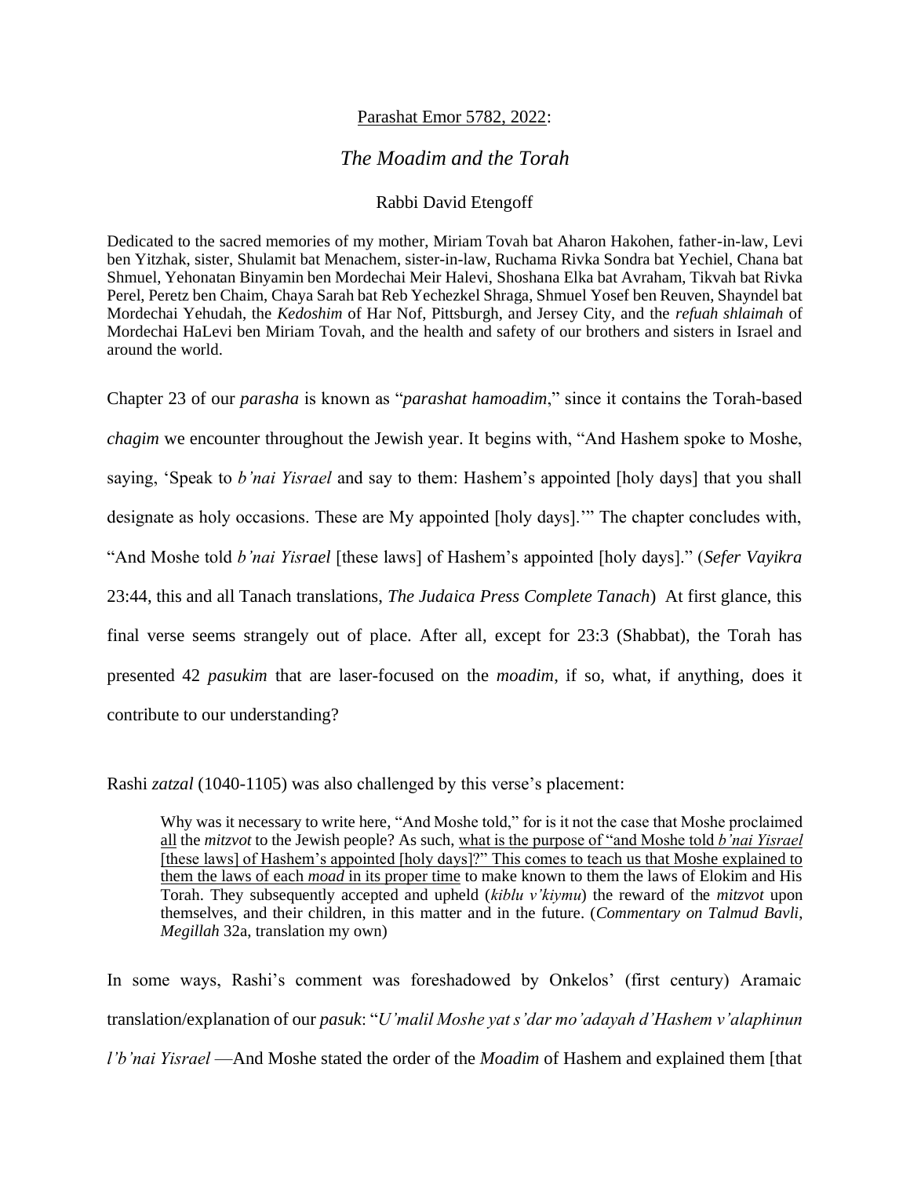<u>Parashat Emor 5782, 2022</u>:

# *The Moadim and the Torah*

Rabbi David Etengoff

Dedicated to the sacred memories of my mother, Miriam Tovah bat Aharon Hakohen, father-in-law, Levi ben Yitzhak, sister, Shulamit bat Menachem, sister-in-law, Ruchama Rivka Sondra bat Yechiel, Chana bat Shmuel, Yehonatan Binyamin ben Mordechai Meir Halevi, Shoshana Elka bat Avraham, Tikvah bat Rivka Perel, Peretz ben Chaim, Chaya Sarah bat Reb Yechezkel Shraga, Shmuel Yosef ben Reuven, Shayndel bat Mordechai Yehudah, the *Kedoshim* of Har Nof, Pittsburgh, and Jersey City, and the *refuah shlaimah* of Mordechai HaLevi ben Miriam Tovah, and the health and safety of our brothers and sisters in Israel and around the world.

Chapter 23 of our *parasha* is known as "*parashat hamoadim*," since it contains the Torah-based *chagim* we encounter throughout the Jewish year. It begins with, "And Hashem spoke to Moshe, saying, 'Speak to *b'nai Yisrael* and say to them: Hashem's appointed [holy days] that you shall designate as holy occasions. These are My appointed [holy days].'" The chapter concludes with, "And Moshe told *b'nai Yisrael* [these laws] of Hashem's appointed [holy days]." (*Sefer Vayikra* 23:44, this and all Tanach translations, *The Judaica Press Complete Tanach*) At first glance, this final verse seems strangely out of place. After all, except for 23:3 (Shabbat), the Torah has presented 42 *pasukim* that are laser-focused on the *moadim,* if so, what, if anything, does it contribute to our understanding?

Rashi *zatzal* (1040-1105) was also challenged by this verse's placement:

> Why was it necessary to write here, "And Moshe told," for is it not the case that Moshe proclaimed <u>all</u> the *mitzvot* to the Jewish people? As such, <u>what is the purpose of "and Moshe told *b'nai Yisrael* [these laws] of Hashem's appointed [holy days]?" This comes to teach us that Moshe explained to them the laws of each *moad* in its proper time</u> to make known to them the laws of Elokim and His Torah. They subsequently accepted and upheld (*kiblu v'kiymu*) the reward of the *mitzvot* upon themselves, and their children, in this matter and in the future. (*Commentary on Talmud Bavli*, *Megillah* 32a, translation my own)

In some ways, Rashi's comment was foreshadowed by Onkelos' (first century) Aramaic translation/explanation of our *pasuk*: "*U'malil Moshe yat s'dar mo'adayah d'Hashem v'alaphinun l'b'nai Yisrael* —And Moshe stated the order of the *Moadim* of Hashem and explained them [that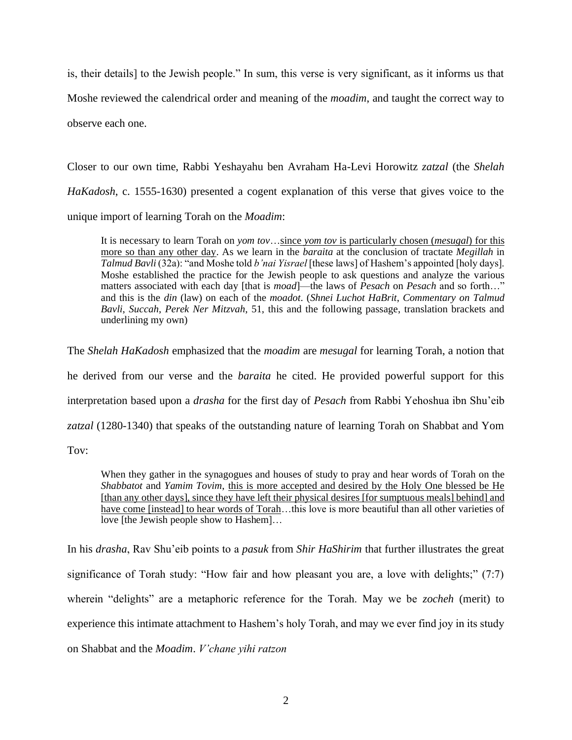is, their details] to the Jewish people." In sum, this verse is very significant, as it informs us that Moshe reviewed the calendrical order and meaning of the *moadim*, and taught the correct way to observe each one.

Closer to our own time, Rabbi Yeshayahu ben Avraham Ha-Levi Horowitz *zatzal* (the *Shelah HaKadosh*, c. 1555-1630) presented a cogent explanation of this verse that gives voice to the unique import of learning Torah on the *Moadim*:

> It is necessary to learn Torah on *yom tov*…<u>since *yom tov* is particularly chosen (*mesugal*) for this more so than any other day</u>. As we learn in the *baraita* at the conclusion of tractate *Megillah* in *Talmud Bavli* (32a): "and Moshe told *b'nai Yisrael* [these laws] of Hashem's appointed [holy days]. Moshe established the practice for the Jewish people to ask questions and analyze the various matters associated with each day [that is *moad*]—the laws of *Pesach* on *Pesach* and so forth…" and this is the *din* (law) on each of the *moadot*. (*Shnei Luchot HaBrit*, *Commentary on Talmud Bavli*, *Succah*, *Perek Ner Mitzvah*, 51, this and the following passage, translation brackets and underlining my own)

The *Shelah HaKadosh* emphasized that the *moadim* are *mesugal* for learning Torah, a notion that he derived from our verse and the *baraita* he cited. He provided powerful support for this interpretation based upon a *drasha* for the first day of *Pesach* from Rabbi Yehoshua ibn Shu'eib *zatzal* (1280-1340) that speaks of the outstanding nature of learning Torah on Shabbat and Yom Tov:

> When they gather in the synagogues and houses of study to pray and hear words of Torah on the *Shabbatot* and *Yamim Tovim*, <u>this is more accepted and desired by the Holy One blessed be He [than any other days], since they have left their physical desires [for sumptuous meals] behind] and have come [instead] to hear words of Torah</u>…this love is more beautiful than all other varieties of love [the Jewish people show to Hashem]…

In his *drasha*, Rav Shu'eib points to a *pasuk* from *Shir HaShirim* that further illustrates the great significance of Torah study: "How fair and how pleasant you are, a love with delights;" (7:7) wherein "delights" are a metaphoric reference for the Torah. May we be *zocheh* (merit) to experience this intimate attachment to Hashem's holy Torah, and may we ever find joy in its study on Shabbat and the *Moadim*. *V'chane yihi ratzon*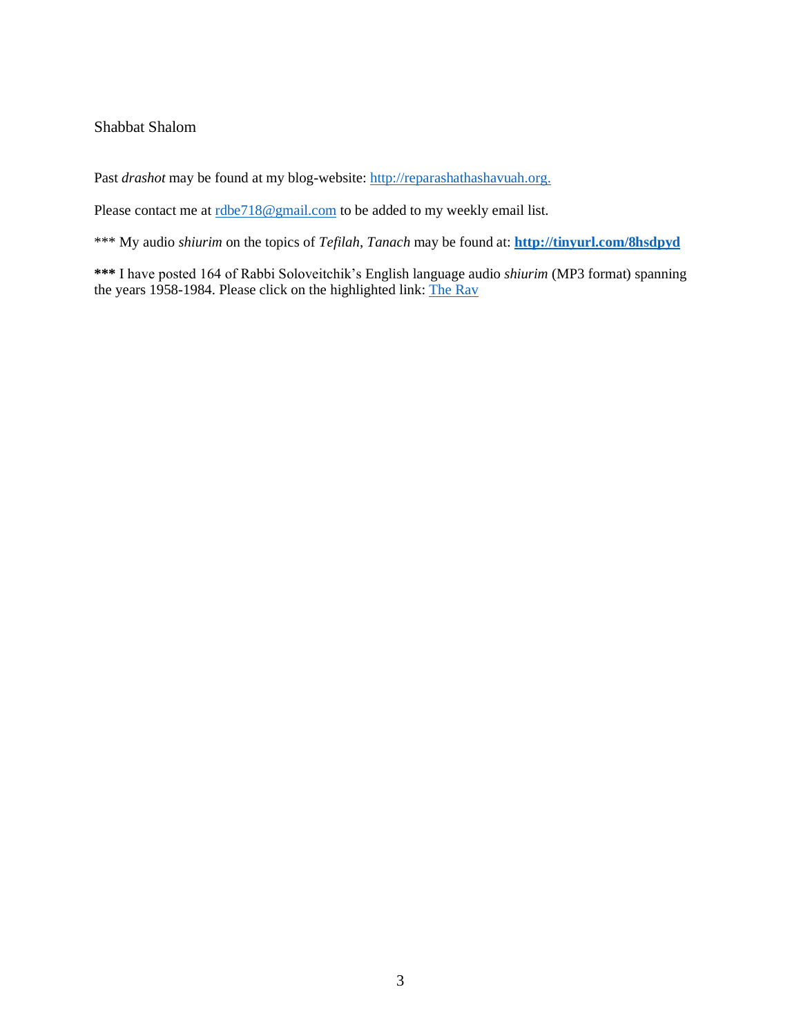Shabbat Shalom

Past *drashot* may be found at my blog-website: [http://reparashathashavuah.org.](http://reparashathashavuah.org)

Please contact me at [rdbe718@gmail.com](mailto:rdbe718@gmail.com) to be added to my weekly email list.

*** My audio *shiurim* on the topics of *Tefilah*, *Tanach* may be found at: **[http://tinyurl.com/8hsdpyd](http://tinyurl.com/8hsdpyd)**

**\*\*\*** I have posted 164 of Rabbi Soloveitchik's English language audio *shiurim* (MP3 format) spanning the years 1958-1984. Please click on the highlighted link: The Rav